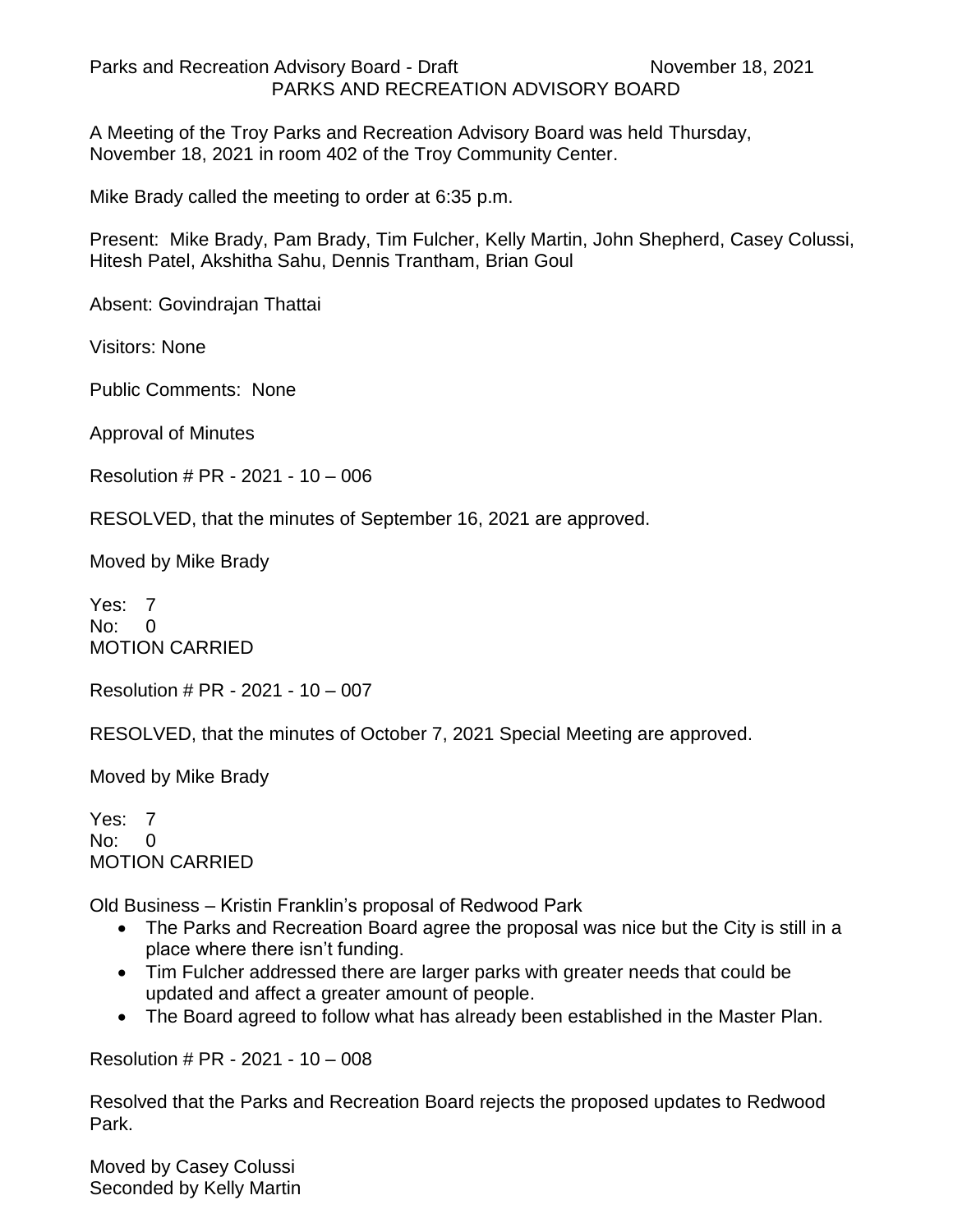PARKS AND RECREATION ADVISORY BOARD

A Meeting of the Troy Parks and Recreation Advisory Board was held Thursday, November 18, 2021 in room 402 of the Troy Community Center.

Mike Brady called the meeting to order at 6:35 p.m.

Present: Mike Brady, Pam Brady, Tim Fulcher, Kelly Martin, John Shepherd, Casey Colussi, Hitesh Patel, Akshitha Sahu, Dennis Trantham, Brian Goul

Absent: Govindrajan Thattai

Visitors: None

Public Comments: None

Approval of Minutes

Resolution # PR - 2021 - 10 – 006

RESOLVED, that the minutes of September 16, 2021 are approved.

Moved by Mike Brady

Yes: 7
No: 0
MOTION CARRIED

Resolution # PR - 2021 - 10 – 007

RESOLVED, that the minutes of October 7, 2021 Special Meeting are approved.

Moved by Mike Brady

Yes: 7
No: 0
MOTION CARRIED

Old Business – Kristin Franklin's proposal of Redwood Park

- The Parks and Recreation Board agree the proposal was nice but the City is still in a place where there isn't funding.
- Tim Fulcher addressed there are larger parks with greater needs that could be updated and affect a greater amount of people.
- The Board agreed to follow what has already been established in the Master Plan.

Resolution # PR - 2021 - 10 – 008

Resolved that the Parks and Recreation Board rejects the proposed updates to Redwood Park.

Moved by Casey Colussi
Seconded by Kelly Martin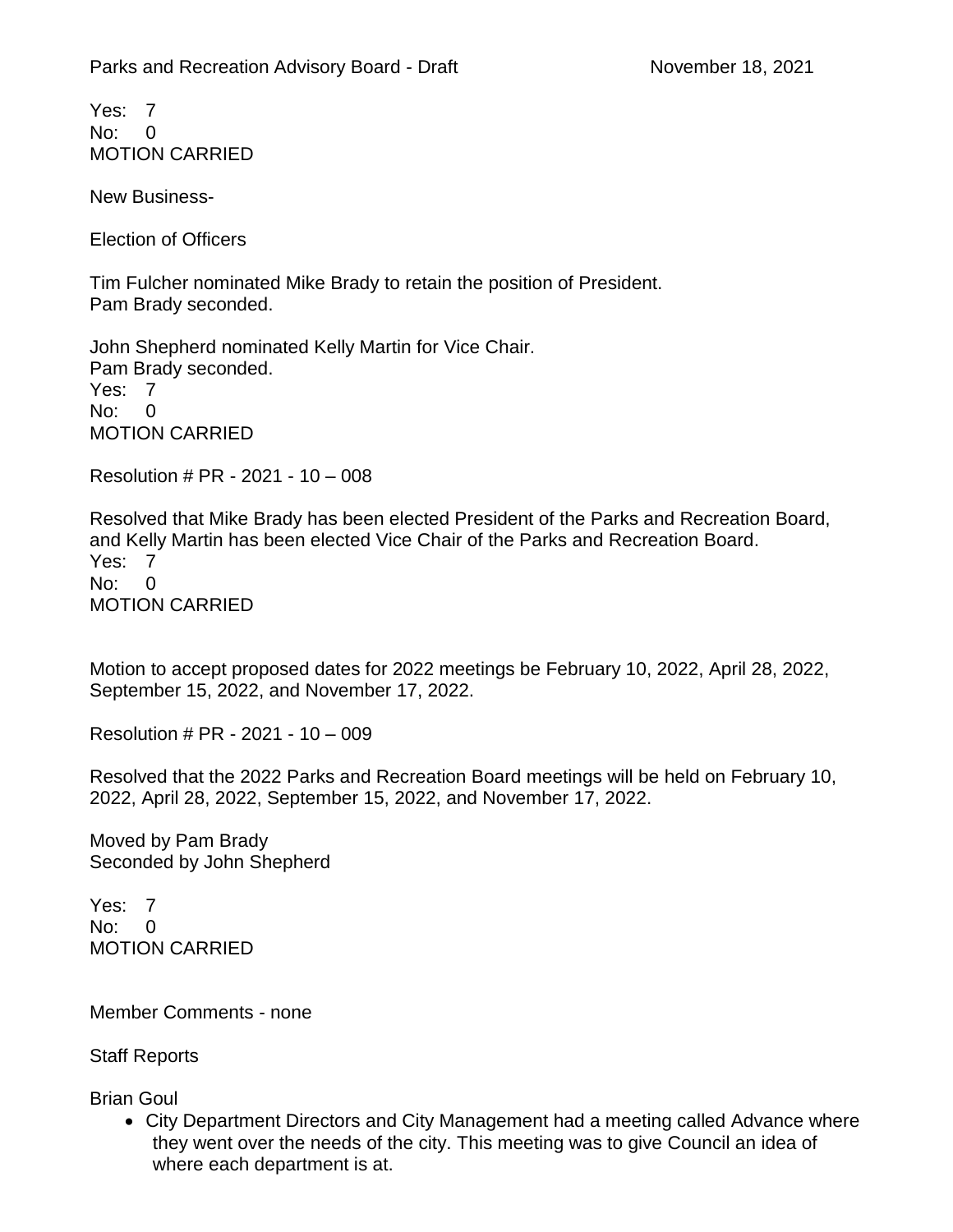Yes: 7
No: 0
MOTION CARRIED

New Business-

Election of Officers

Tim Fulcher nominated Mike Brady to retain the position of President.
Pam Brady seconded.

John Shepherd nominated Kelly Martin for Vice Chair.
Pam Brady seconded.
Yes: 7
No: 0
MOTION CARRIED

Resolution # PR - 2021 - 10 – 008

Resolved that Mike Brady has been elected President of the Parks and Recreation Board, and Kelly Martin has been elected Vice Chair of the Parks and Recreation Board.
Yes: 7
No: 0
MOTION CARRIED

Motion to accept proposed dates for 2022 meetings be February 10, 2022, April 28, 2022, September 15, 2022, and November 17, 2022.

Resolution # PR - 2021 - 10 – 009

Resolved that the 2022 Parks and Recreation Board meetings will be held on February 10, 2022, April 28, 2022, September 15, 2022, and November 17, 2022.

Moved by Pam Brady
Seconded by John Shepherd

Yes: 7
No: 0
MOTION CARRIED

Member Comments - none

Staff Reports

Brian Goul

- City Department Directors and City Management had a meeting called Advance where they went over the needs of the city. This meeting was to give Council an idea of where each department is at.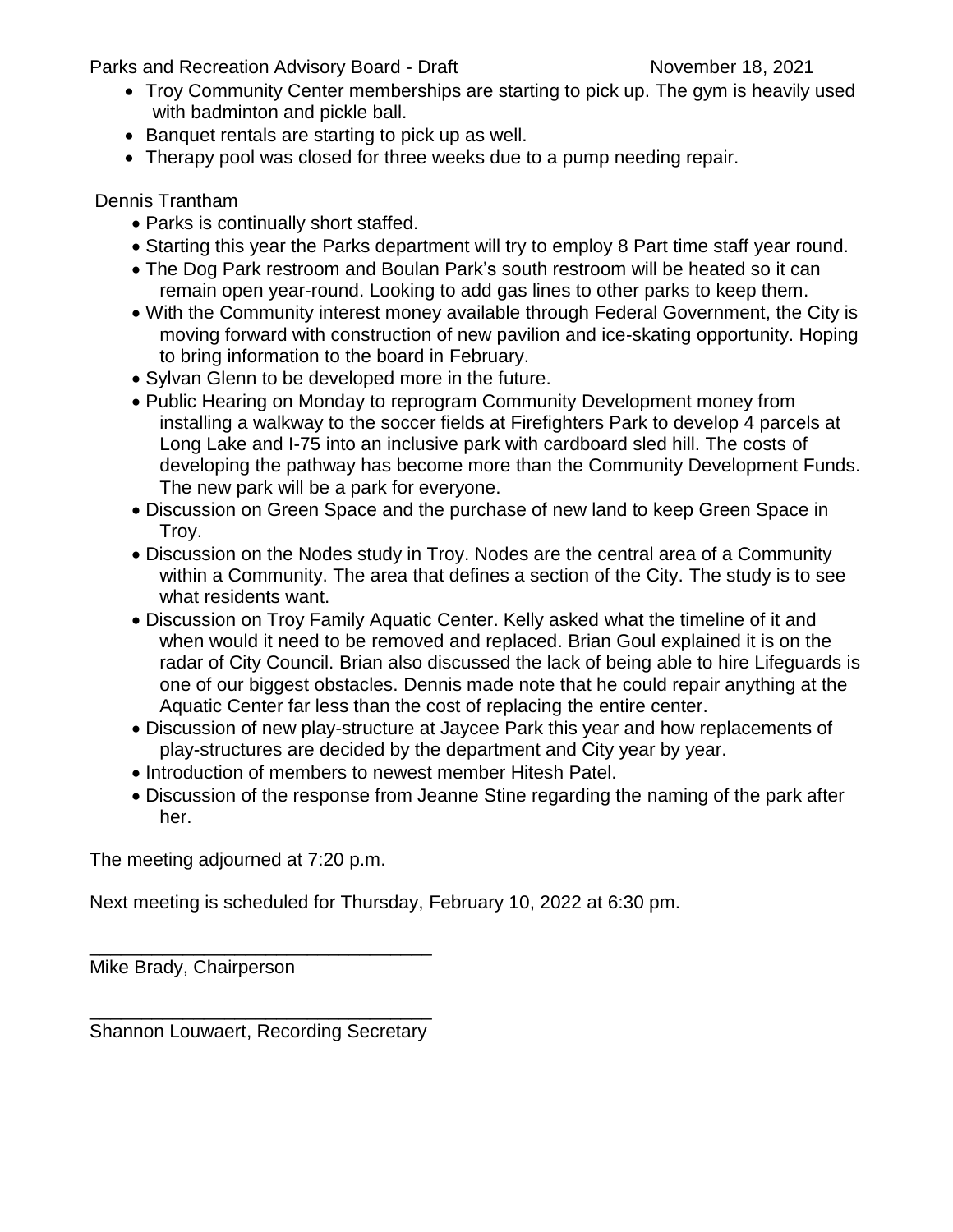- Troy Community Center memberships are starting to pick up. The gym is heavily used with badminton and pickle ball.
- Banquet rentals are starting to pick up as well.
- Therapy pool was closed for three weeks due to a pump needing repair.

Dennis Trantham

- Parks is continually short staffed.
- Starting this year the Parks department will try to employ 8 Part time staff year round.
- The Dog Park restroom and Boulan Park's south restroom will be heated so it can remain open year-round. Looking to add gas lines to other parks to keep them.
- With the Community interest money available through Federal Government, the City is moving forward with construction of new pavilion and ice-skating opportunity. Hoping to bring information to the board in February.
- Sylvan Glenn to be developed more in the future.
- Public Hearing on Monday to reprogram Community Development money from installing a walkway to the soccer fields at Firefighters Park to develop 4 parcels at Long Lake and I-75 into an inclusive park with cardboard sled hill. The costs of developing the pathway has become more than the Community Development Funds. The new park will be a park for everyone.
- Discussion on Green Space and the purchase of new land to keep Green Space in Troy.
- Discussion on the Nodes study in Troy. Nodes are the central area of a Community within a Community. The area that defines a section of the City. The study is to see what residents want.
- Discussion on Troy Family Aquatic Center. Kelly asked what the timeline of it and when would it need to be removed and replaced. Brian Goul explained it is on the radar of City Council. Brian also discussed the lack of being able to hire Lifeguards is one of our biggest obstacles. Dennis made note that he could repair anything at the Aquatic Center far less than the cost of replacing the entire center.
- Discussion of new play-structure at Jaycee Park this year and how replacements of play-structures are decided by the department and City year by year.
- Introduction of members to newest member Hitesh Patel.
- Discussion of the response from Jeanne Stine regarding the naming of the park after her.

The meeting adjourned at 7:20 p.m.

Next meeting is scheduled for Thursday, February 10, 2022 at 6:30 pm.

\_\_\_\_\_\_\_\_\_\_\_\_\_\_\_\_\_\_\_\_\_\_\_\_\_\_\_\_\_\_\_\_\_\_

Mike Brady, Chairperson

\_\_\_\_\_\_\_\_\_\_\_\_\_\_\_\_\_\_\_\_\_\_\_\_\_\_\_\_\_\_\_\_\_\_

Shannon Louwaert, Recording Secretary